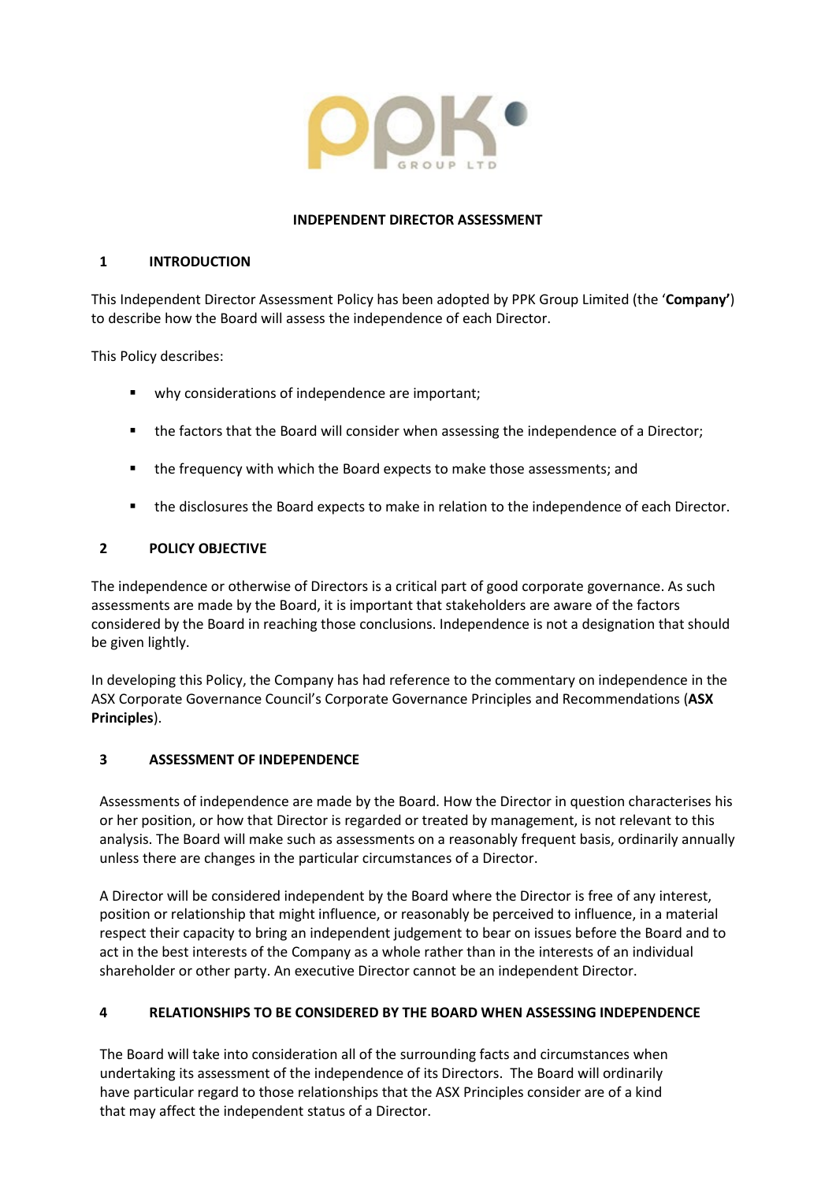# INDEPENDENT DIRECTOR ASSESSMENT

## 1 INTRODUCTION

This Independent Director Assessment Policy has been adopted by PPK Group Limited (the '**Company'**) to describe how the Board will assess the independence of each Director.

This Policy describes:

- why considerations of independence are important;
- the factors that the Board will consider when assessing the independence of a Director;
- the frequency with which the Board expects to make those assessments; and
- the disclosures the Board expects to make in relation to the independence of each Director.

## 2 POLICY OBJECTIVE

The independence or otherwise of Directors is a critical part of good corporate governance. As such assessments are made by the Board, it is important that stakeholders are aware of the factors considered by the Board in reaching those conclusions. Independence is not a designation that should be given lightly.

In developing this Policy, the Company has had reference to the commentary on independence in the ASX Corporate Governance Council's Corporate Governance Principles and Recommendations (**ASX Principles**).

## 3 ASSESSMENT OF INDEPENDENCE

Assessments of independence are made by the Board. How the Director in question characterises his or her position, or how that Director is regarded or treated by management, is not relevant to this analysis. The Board will make such as assessments on a reasonably frequent basis, ordinarily annually unless there are changes in the particular circumstances of a Director.

A Director will be considered independent by the Board where the Director is free of any interest, position or relationship that might influence, or reasonably be perceived to influence, in a material respect their capacity to bring an independent judgement to bear on issues before the Board and to act in the best interests of the Company as a whole rather than in the interests of an individual shareholder or other party. An executive Director cannot be an independent Director.

## 4 RELATIONSHIPS TO BE CONSIDERED BY THE BOARD WHEN ASSESSING INDEPENDENCE

The Board will take into consideration all of the surrounding facts and circumstances when undertaking its assessment of the independence of its Directors. The Board will ordinarily have particular regard to those relationships that the ASX Principles consider are of a kind that may affect the independent status of a Director.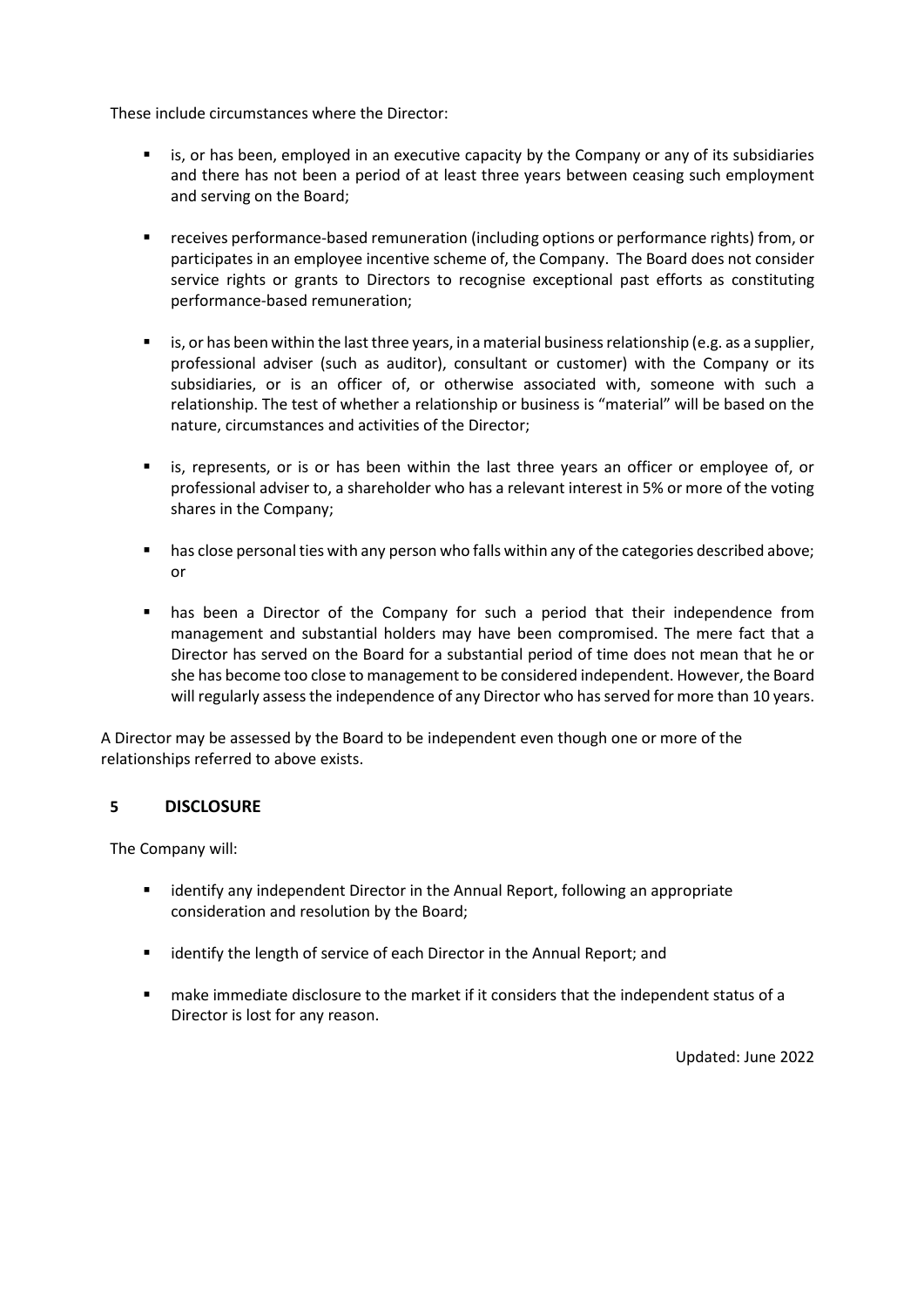These include circumstances where the Director:

- is, or has been, employed in an executive capacity by the Company or any of its subsidiaries and there has not been a period of at least three years between ceasing such employment and serving on the Board;

- receives performance-based remuneration (including options or performance rights) from, or participates in an employee incentive scheme of, the Company. The Board does not consider service rights or grants to Directors to recognise exceptional past efforts as constituting performance-based remuneration;

- is, or has been within the last three years, in a material business relationship (e.g. as a supplier, professional adviser (such as auditor), consultant or customer) with the Company or its subsidiaries, or is an officer of, or otherwise associated with, someone with such a relationship. The test of whether a relationship or business is "material" will be based on the nature, circumstances and activities of the Director;

- is, represents, or is or has been within the last three years an officer or employee of, or professional adviser to, a shareholder who has a relevant interest in 5% or more of the voting shares in the Company;

- has close personal ties with any person who falls within any of the categories described above; or

- has been a Director of the Company for such a period that their independence from management and substantial holders may have been compromised. The mere fact that a Director has served on the Board for a substantial period of time does not mean that he or she has become too close to management to be considered independent. However, the Board will regularly assess the independence of any Director who has served for more than 10 years.

A Director may be assessed by the Board to be independent even though one or more of the relationships referred to above exists.

## 5 DISCLOSURE

The Company will:

- identify any independent Director in the Annual Report, following an appropriate consideration and resolution by the Board;

- identify the length of service of each Director in the Annual Report; and

- make immediate disclosure to the market if it considers that the independent status of a Director is lost for any reason.

Updated: June 2022